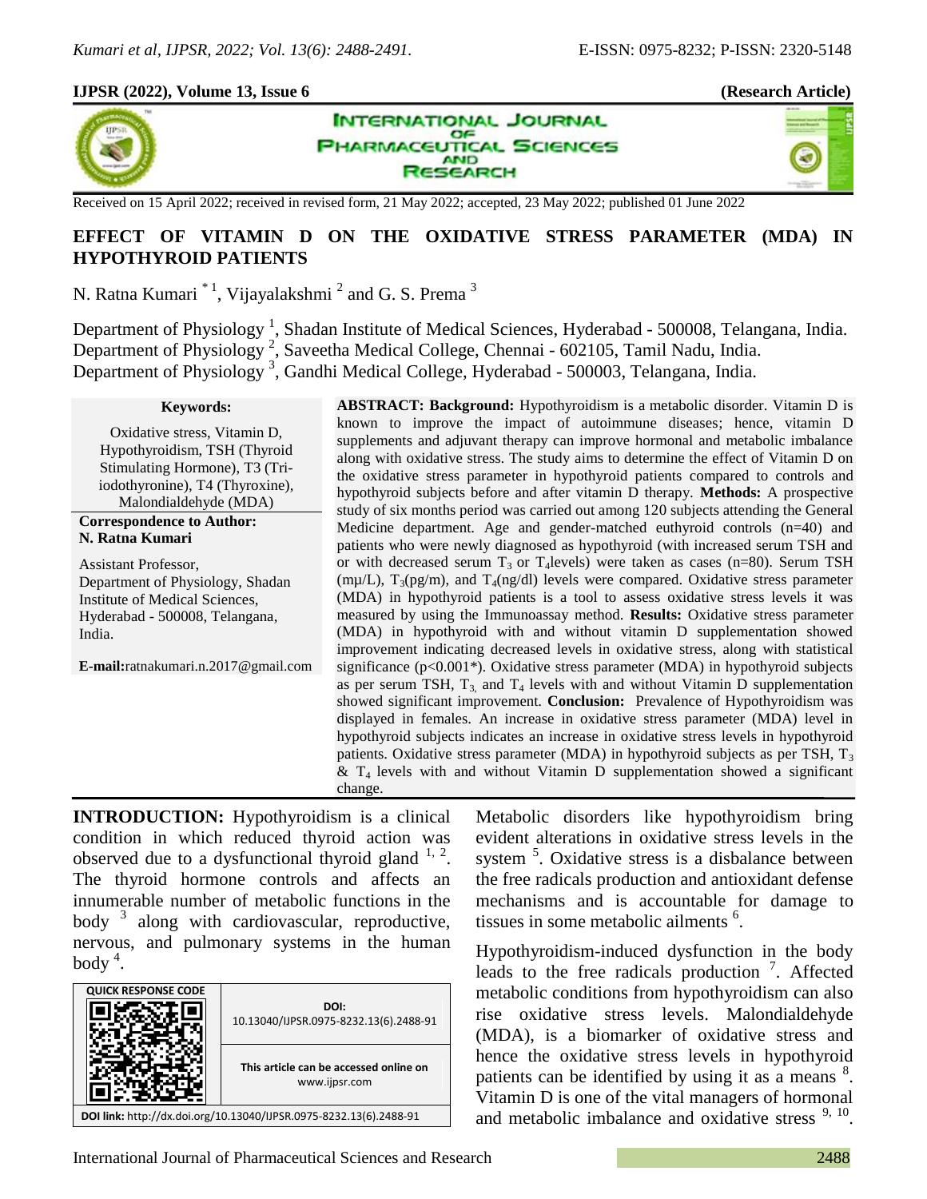**(Research Article)**

Received on 15 April 2022; received in revised form, 21 May 2022; accepted, 23 May 2022; published 01 June 2022

# EFFECT OF VITAMIN D ON THE OXIDATIVE STRESS PARAMETER (MDA) IN HYPOTHYROID PATIENTS

N. Ratna Kumari [*1], Vijayalakshmi [2] and G. S. Prema [3]

Department of Physiology [1], Shadan Institute of Medical Sciences, Hyderabad - 500008, Telangana, India.
Department of Physiology [2], Saveetha Medical College, Chennai - 602105, Tamil Nadu, India.
Department of Physiology [3], Gandhi Medical College, Hyderabad - 500003, Telangana, India.

**Keywords:**

Oxidative stress, Vitamin D, Hypothyroidism, TSH (Thyroid Stimulating Hormone), T3 (Tri-iodothyronine), T4 (Thyroxine), Malondialdehyde (MDA)

**Correspondence to Author:**
**N. Ratna Kumari**

Assistant Professor,
Department of Physiology, Shadan Institute of Medical Sciences, Hyderabad - 500008, Telangana, India.

**E-mail:** ratnakumari.n.2017@gmail.com

**ABSTRACT: Background:** Hypothyroidism is a metabolic disorder. Vitamin D is known to improve the impact of autoimmune diseases; hence, vitamin D supplements and adjuvant therapy can improve hormonal and metabolic imbalance along with oxidative stress. The study aims to determine the effect of Vitamin D on the oxidative stress parameter in hypothyroid patients compared to controls and hypothyroid subjects before and after vitamin D therapy. **Methods:** A prospective study of six months period was carried out among 120 subjects attending the General Medicine department. Age and gender-matched euthyroid controls (n=40) and patients who were newly diagnosed as hypothyroid (with increased serum TSH and or with decreased serum $T_3$ or $T_4$ levels) were taken as cases (n=80). Serum TSH (mµ/L), $T_3$(pg/m), and $T_4$(ng/dl) levels were compared. Oxidative stress parameter (MDA) in hypothyroid patients is a tool to assess oxidative stress levels it was measured by using the Immunoassay method. **Results:** Oxidative stress parameter (MDA) in hypothyroid with and without vitamin D supplementation showed improvement indicating decreased levels in oxidative stress, along with statistical significance ($p<0.001$*). Oxidative stress parameter (MDA) in hypothyroid subjects as per serum TSH, $T_3$ and $T_4$ levels with and without Vitamin D supplementation showed significant improvement. **Conclusion:** Prevalence of Hypothyroidism was displayed in females. An increase in oxidative stress parameter (MDA) level in hypothyroid subjects indicates an increase in oxidative stress levels in hypothyroid patients. Oxidative stress parameter (MDA) in hypothyroid subjects as per TSH, $T_3$ & $T_4$ levels with and without Vitamin D supplementation showed a significant change.

**INTRODUCTION:** Hypothyroidism is a clinical condition in which reduced thyroid action was observed due to a dysfunctional thyroid gland [1, 2]. The thyroid hormone controls and affects an innumerable number of metabolic functions in the body [3] along with cardiovascular, reproductive, nervous, and pulmonary systems in the human body [4].

DOI: 10.13040/IJPSR.0975-8232.13(6).2488-91

This article can be accessed online on www.ijpsr.com

DOI link: http://dx.doi.org/10.13040/IJPSR.0975-8232.13(6).2488-91

Metabolic disorders like hypothyroidism bring evident alterations in oxidative stress levels in the system [5]. Oxidative stress is a disbalance between the free radicals production and antioxidant defense mechanisms and is accountable for damage to tissues in some metabolic ailments [6].

Hypothyroidism-induced dysfunction in the body leads to the free radicals production [7]. Affected metabolic conditions from hypothyroidism can also rise oxidative stress levels. Malondialdehyde (MDA), is a biomarker of oxidative stress and hence the oxidative stress levels in hypothyroid patients can be identified by using it as a means [8]. Vitamin D is one of the vital managers of hormonal and metabolic imbalance and oxidative stress [9, 10].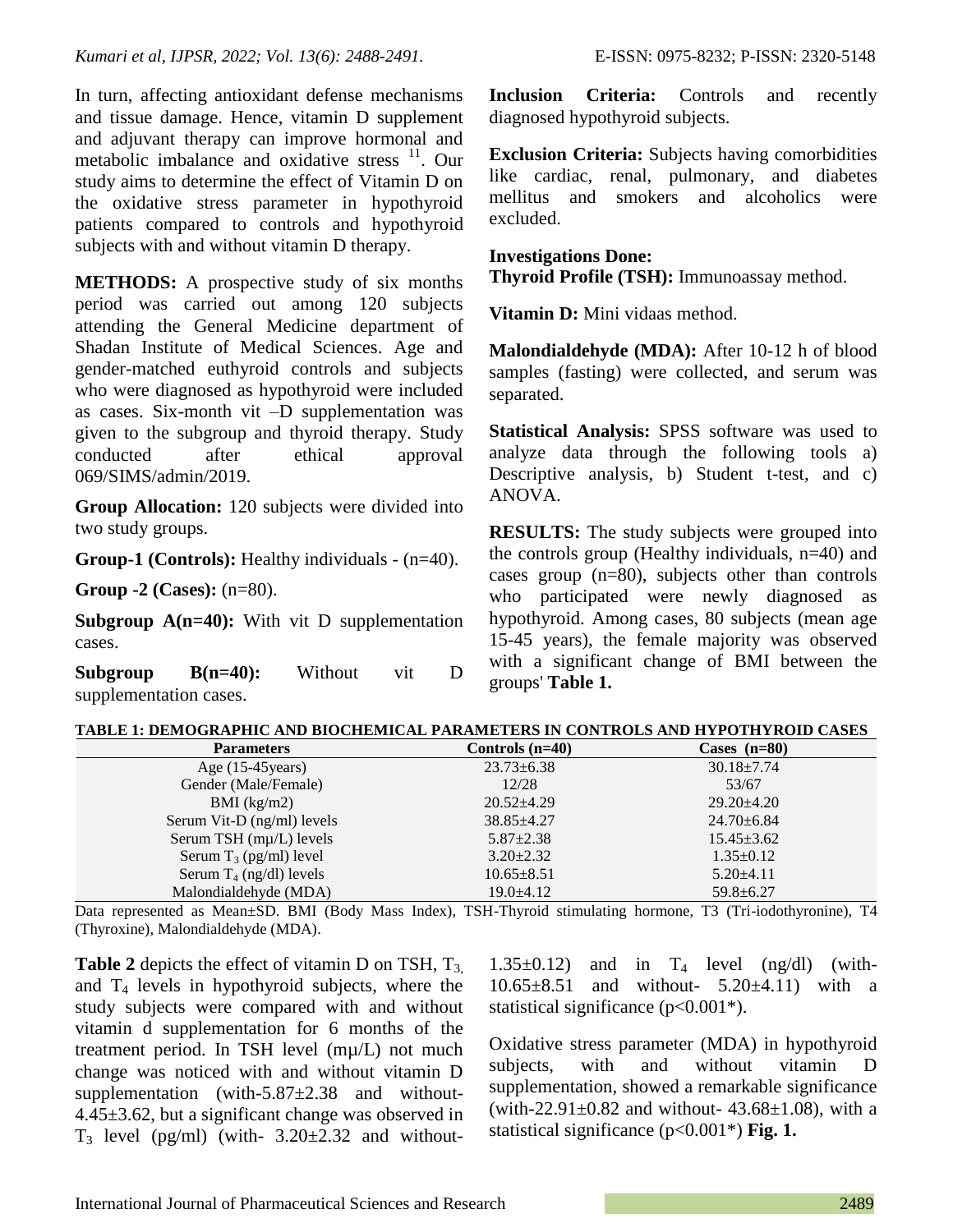In turn, affecting antioxidant defense mechanisms and tissue damage. Hence, vitamin D supplement and adjuvant therapy can improve hormonal and metabolic imbalance and oxidative stress [11]. Our study aims to determine the effect of Vitamin D on the oxidative stress parameter in hypothyroid patients compared to controls and hypothyroid subjects with and without vitamin D therapy.

**METHODS:** A prospective study of six months period was carried out among 120 subjects attending the General Medicine department of Shadan Institute of Medical Sciences. Age and gender-matched euthyroid controls and subjects who were diagnosed as hypothyroid were included as cases. Six-month vit –D supplementation was given to the subgroup and thyroid therapy. Study conducted after ethical approval 069/SIMS/admin/2019.

**Group Allocation:** 120 subjects were divided into two study groups.

**Group-1 (Controls):** Healthy individuals - (n=40).

**Group -2 (Cases):** (n=80).

**Subgroup A(n=40):** With vit D supplementation cases.

**Subgroup B(n=40):** Without vit D supplementation cases.

**Inclusion Criteria:** Controls and recently diagnosed hypothyroid subjects.

**Exclusion Criteria:** Subjects having comorbidities like cardiac, renal, pulmonary, and diabetes mellitus and smokers and alcoholics were excluded.

**Investigations Done:**

**Thyroid Profile (TSH):** Immunoassay method.

**Vitamin D:** Mini vidaas method.

**Malondialdehyde (MDA):** After 10-12 h of blood samples (fasting) were collected, and serum was separated.

**Statistical Analysis:** SPSS software was used to analyze data through the following tools a) Descriptive analysis, b) Student t-test, and c) ANOVA.

**RESULTS:** The study subjects were grouped into the controls group (Healthy individuals, n=40) and cases group (n=80), subjects other than controls who participated were newly diagnosed as hypothyroid. Among cases, 80 subjects (mean age 15-45 years), the female majority was observed with a significant change of BMI between the groups' **Table 1.**

**TABLE 1: DEMOGRAPHIC AND BIOCHEMICAL PARAMETERS IN CONTROLS AND HYPOTHYROID CASES**

| Parameters | Controls (n=40) | Cases (n=80) |
|---|---|---|
| Age (15-45years) | 23.73±6.38 | 30.18±7.74 |
| Gender (Male/Female) | 12/28 | 53/67 |
| BMI (kg/m2) | 20.52±4.29 | 29.20±4.20 |
| Serum Vit-D (ng/ml) levels | 38.85±4.27 | 24.70±6.84 |
| Serum TSH (mµ/L) levels | 5.87±2.38 | 15.45±3.62 |
| Serum $T_3$ (pg/ml) level | 3.20±2.32 | 1.35±0.12 |
| Serum $T_4$ (ng/dl) levels | 10.65±8.51 | 5.20±4.11 |
| Malondialdehyde (MDA) | 19.0±4.12 | 59.8±6.27 |

Data represented as Mean±SD. BMI (Body Mass Index), TSH-Thyroid stimulating hormone, T3 (Tri-iodothyronine), T4 (Thyroxine), Malondialdehyde (MDA).

**Table 2** depicts the effect of vitamin D on TSH, $T_3$, and $T_4$ levels in hypothyroid subjects, where the study subjects were compared with and without vitamin d supplementation for 6 months of the treatment period. In TSH level (mµ/L) not much change was noticed with and without vitamin D supplementation (with-5.87±2.38 and without-4.45±3.62, but a significant change was observed in $T_3$ level (pg/ml) (with- 3.20±2.32 and without-1.35±0.12) and in $T_4$ level (ng/dl) (with-10.65±8.51 and without- 5.20±4.11) with a statistical significance ($p<0.001$*).

Oxidative stress parameter (MDA) in hypothyroid subjects, with and without vitamin D supplementation, showed a remarkable significance (with-22.91±0.82 and without- 43.68±1.08), with a statistical significance ($p<0.001$*) **Fig. 1.**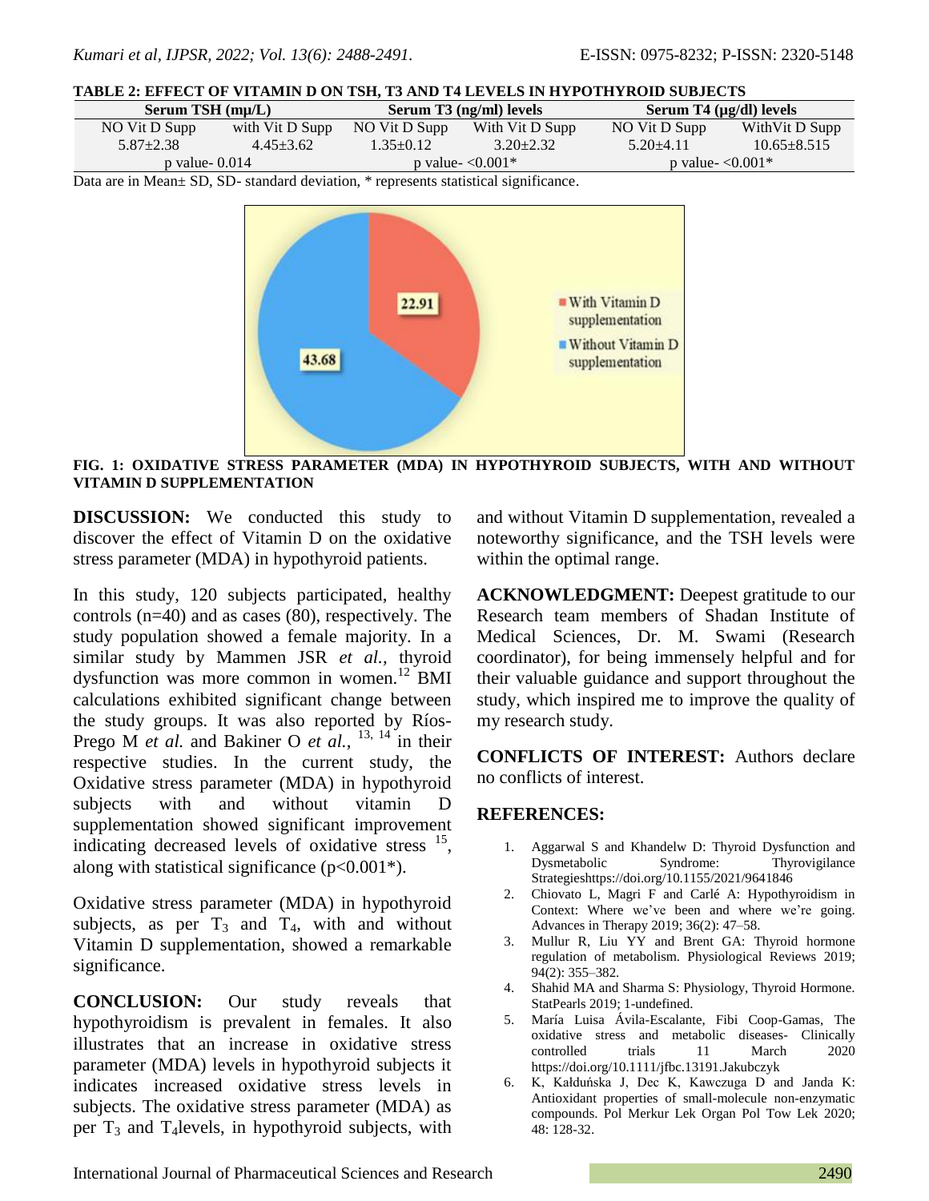**TABLE 2: EFFECT OF VITAMIN D ON TSH, T3 AND T4 LEVELS IN HYPOTHYROID SUBJECTS**

| Serum TSH (mµ/L) | | Serum T3 (ng/ml) levels | | Serum T4 (µg/dl) levels | |
|---|---|---|---|---|---|
| NO Vit D Supp | with Vit D Supp | NO Vit D Supp | With Vit D Supp | NO Vit D Supp | WithVit D Supp |
| 5.87±2.38 | 4.45±3.62 | 1.35±0.12 | 3.20±2.32 | 5.20±4.11 | 10.65±8.515 |
| p value- 0.014 | | p value- <0.001* | | p value- <0.001* | |

Data are in Mean± SD, SD- standard deviation, * represents statistical significance.

**FIG. 1: OXIDATIVE STRESS PARAMETER (MDA) IN HYPOTHYROID SUBJECTS, WITH AND WITHOUT VITAMIN D SUPPLEMENTATION**

**DISCUSSION:** We conducted this study to discover the effect of Vitamin D on the oxidative stress parameter (MDA) in hypothyroid patients.

In this study, 120 subjects participated, healthy controls (n=40) and as cases (80), respectively. The study population showed a female majority. In a similar study by Mammen JSR *et al.*, thyroid dysfunction was more common in women.[12] BMI calculations exhibited significant change between the study groups. It was also reported by Ríos-Prego M *et al.* and Bakiner O *et al.*, [13, 14] in their respective studies. In the current study, the Oxidative stress parameter (MDA) in hypothyroid subjects with and without vitamin D supplementation showed significant improvement indicating decreased levels of oxidative stress [15], along with statistical significance ($p<0.001$*).

Oxidative stress parameter (MDA) in hypothyroid subjects, as per $T_3$ and $T_4$, with and without Vitamin D supplementation, showed a remarkable significance.

**CONCLUSION:** Our study reveals that hypothyroidism is prevalent in females. It also illustrates that an increase in oxidative stress parameter (MDA) levels in hypothyroid subjects it indicates increased oxidative stress levels in subjects. The oxidative stress parameter (MDA) as per $T_3$ and $T_4$levels, in hypothyroid subjects, with and without Vitamin D supplementation, revealed a noteworthy significance, and the TSH levels were within the optimal range.

**ACKNOWLEDGMENT:** Deepest gratitude to our Research team members of Shadan Institute of Medical Sciences, Dr. M. Swami (Research coordinator), for being immensely helpful and for their valuable guidance and support throughout the study, which inspired me to improve the quality of my research study.

**CONFLICTS OF INTEREST:** Authors declare no conflicts of interest.

## REFERENCES:

1. Aggarwal S and Khandelw D: Thyroid Dysfunction and Dysmetabolic Syndrome: Thyrovigilance Strategieshttps://doi.org/10.1155/2021/9641846
2. Chiovato L, Magri F and Carlé A: Hypothyroidism in Context: Where we've been and where we're going. Advances in Therapy 2019; 36(2): 47–58.
3. Mullur R, Liu YY and Brent GA: Thyroid hormone regulation of metabolism. Physiological Reviews 2019; 94(2): 355–382.
4. Shahid MA and Sharma S: Physiology, Thyroid Hormone. StatPearls 2019; 1-undefined.
5. María Luisa Ávila-Escalante, Fibi Coop-Gamas, The oxidative stress and metabolic diseases- Clinically controlled trials 11 March 2020 https://doi.org/10.1111/jfbc.13191.Jakubczyk
6. K, Kałduńska J, Dec K, Kawczuga D and Janda K: Antioxidant properties of small-molecule non-enzymatic compounds. Pol Merkur Lek Organ Pol Tow Lek 2020; 48: 128-32.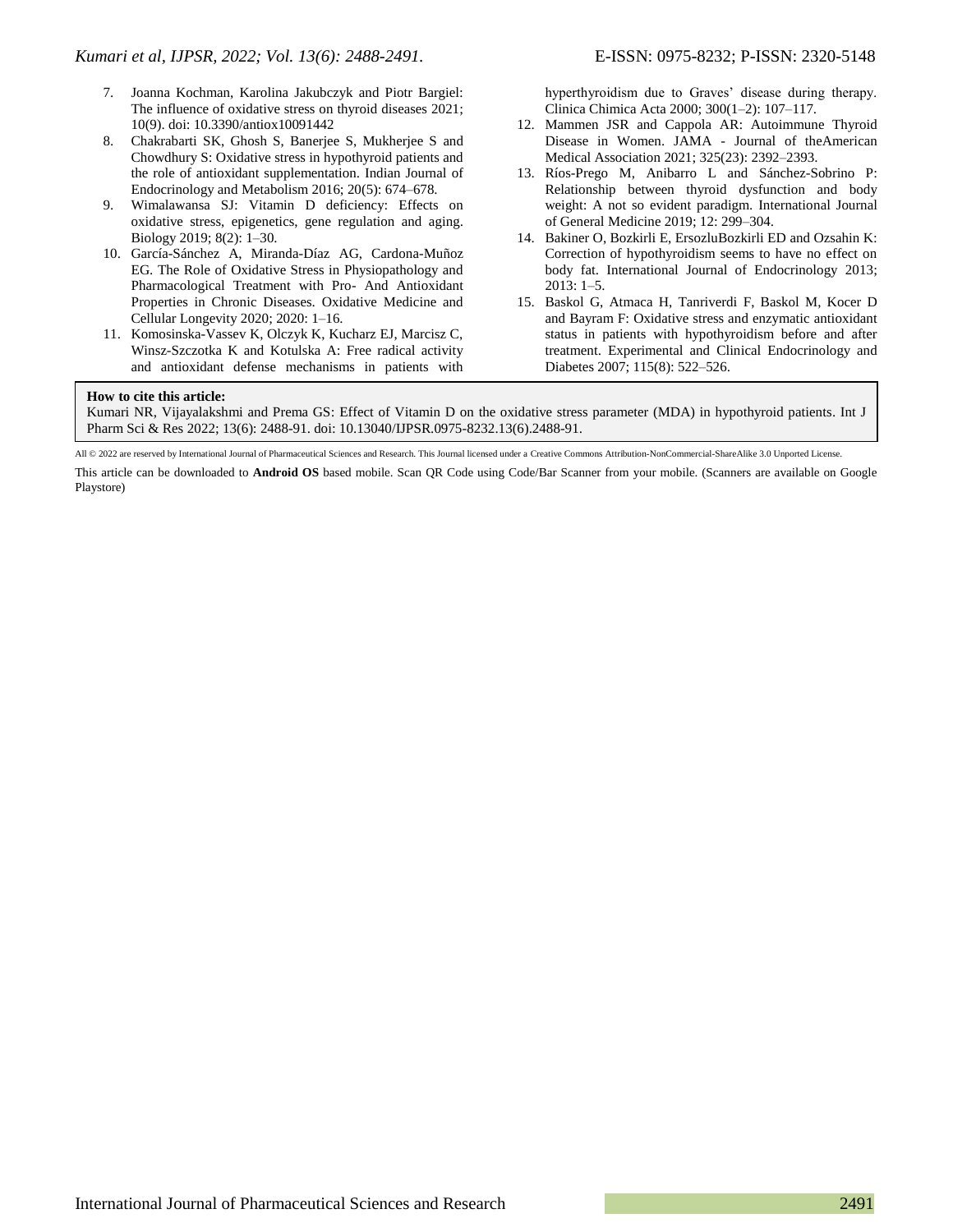7. Joanna Kochman, Karolina Jakubczyk and Piotr Bargiel: The influence of oxidative stress on thyroid diseases 2021; 10(9). doi: 10.3390/antiox10091442
8. Chakrabarti SK, Ghosh S, Banerjee S, Mukherjee S and Chowdhury S: Oxidative stress in hypothyroid patients and the role of antioxidant supplementation. Indian Journal of Endocrinology and Metabolism 2016; 20(5): 674–678.
9. Wimalawansa SJ: Vitamin D deficiency: Effects on oxidative stress, epigenetics, gene regulation and aging. Biology 2019; 8(2): 1–30.
10. García-Sánchez A, Miranda-Díaz AG, Cardona-Muñoz EG. The Role of Oxidative Stress in Physiopathology and Pharmacological Treatment with Pro- And Antioxidant Properties in Chronic Diseases. Oxidative Medicine and Cellular Longevity 2020; 2020: 1–16.
11. Komosinska-Vassev K, Olczyk K, Kucharz EJ, Marcisz C, Winsz-Szczotka K and Kotulska A: Free radical activity and antioxidant defense mechanisms in patients with hyperthyroidism due to Graves' disease during therapy. Clinica Chimica Acta 2000; 300(1–2): 107–117.
12. Mammen JSR and Cappola AR: Autoimmune Thyroid Disease in Women. JAMA - Journal of theAmerican Medical Association 2021; 325(23): 2392–2393.
13. Ríos-Prego M, Anibarro L and Sánchez-Sobrino P: Relationship between thyroid dysfunction and body weight: A not so evident paradigm. International Journal of General Medicine 2019; 12: 299–304.
14. Bakiner O, Bozkirli E, ErsozluBozkirli ED and Ozsahin K: Correction of hypothyroidism seems to have no effect on body fat. International Journal of Endocrinology 2013; 2013: 1–5.
15. Baskol G, Atmaca H, Tanriverdi F, Baskol M, Kocer D and Bayram F: Oxidative stress and enzymatic antioxidant status in patients with hypothyroidism before and after treatment. Experimental and Clinical Endocrinology and Diabetes 2007; 115(8): 522–526.

**How to cite this article:**
Kumari NR, Vijayalakshmi and Prema GS: Effect of Vitamin D on the oxidative stress parameter (MDA) in hypothyroid patients. Int J Pharm Sci & Res 2022; 13(6): 2488-91. doi: 10.13040/IJPSR.0975-8232.13(6).2488-91.

All © 2022 are reserved by International Journal of Pharmaceutical Sciences and Research. This Journal licensed under a Creative Commons Attribution-NonCommercial-ShareAlike 3.0 Unported License.

This article can be downloaded to **Android OS** based mobile. Scan QR Code using Code/Bar Scanner from your mobile. (Scanners are available on Google Playstore)